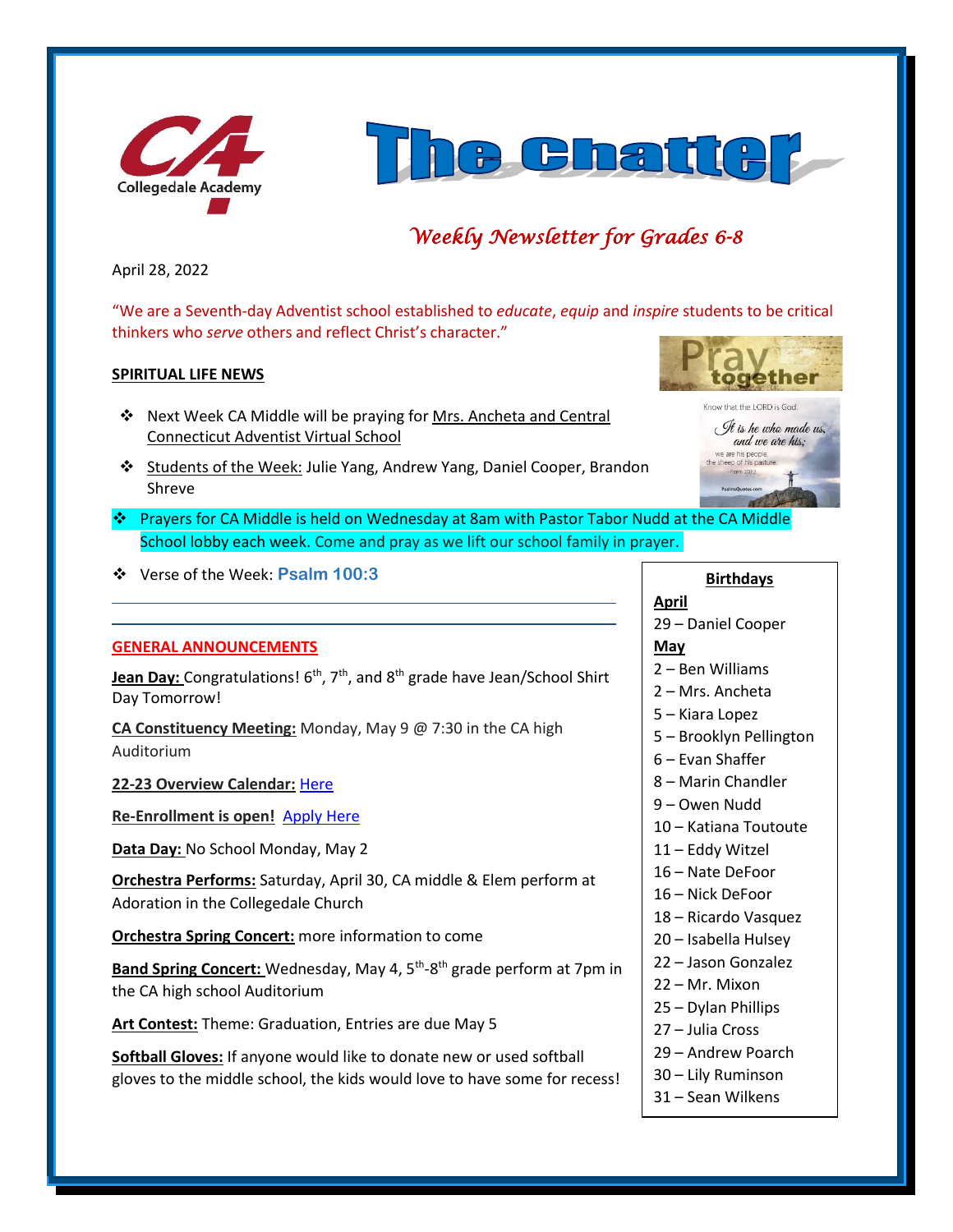# The Chatter

*Weekly Newsletter for Grades 6-8*

April 28, 2022

"We are a Seventh-day Adventist school established to *educate*, *equip* and *inspire* students to be critical thinkers who *serve* others and reflect Christ's character."

## SPIRITUAL LIFE NEWS

- Next Week CA Middle will be praying for Mrs. Ancheta and Central Connecticut Adventist Virtual School
- Students of the Week: Julie Yang, Andrew Yang, Daniel Cooper, Brandon Shreve
- Prayers for CA Middle is held on Wednesday at 8am with Pastor Tabor Nudd at the CA Middle School lobby each week. Come and pray as we lift our school family in prayer.
- Verse of the Week: **Psalm 100:3**

## GENERAL ANNOUNCEMENTS

**Jean Day:** Congratulations! 6th, 7th, and 8th grade have Jean/School Shirt Day Tomorrow!

**CA Constituency Meeting:** Monday, May 9 @ 7:30 in the CA high Auditorium

**22-23 Overview Calendar:** Here

**Re-Enrollment is open!** Apply Here

**Data Day:** No School Monday, May 2

**Orchestra Performs:** Saturday, April 30, CA middle & Elem perform at Adoration in the Collegedale Church

**Orchestra Spring Concert:** more information to come

**Band Spring Concert:** Wednesday, May 4, 5th-8th grade perform at 7pm in the CA high school Auditorium

**Art Contest:** Theme: Graduation, Entries are due May 5

**Softball Gloves:** If anyone would like to donate new or used softball gloves to the middle school, the kids would love to have some for recess!

## Birthdays

**April**

29 – Daniel Cooper

**May**

2 – Ben Williams
2 – Mrs. Ancheta
5 – Kiara Lopez
5 – Brooklyn Pellington
6 – Evan Shaffer
8 – Marin Chandler
9 – Owen Nudd
10 – Katiana Toutoute
11 – Eddy Witzel
16 – Nate DeFoor
16 – Nick DeFoor
18 – Ricardo Vasquez
20 – Isabella Hulsey
22 – Jason Gonzalez
22 – Mr. Mixon
25 – Dylan Phillips
27 – Julia Cross
29 – Andrew Poarch
30 – Lily Ruminson
31 – Sean Wilkens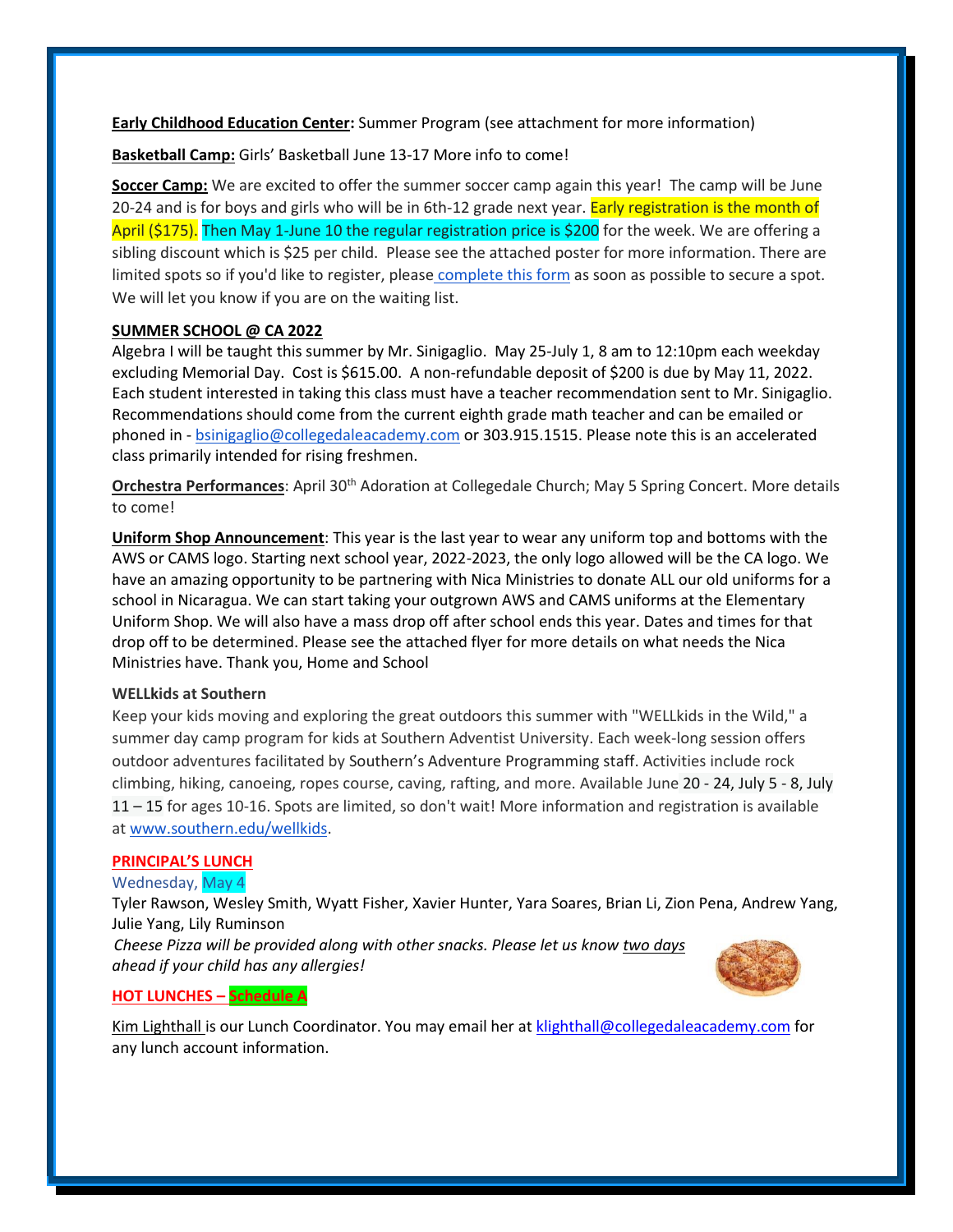**Early Childhood Education Center:** Summer Program (see attachment for more information)

**Basketball Camp:** Girls' Basketball June 13-17 More info to come!

**Soccer Camp:** We are excited to offer the summer soccer camp again this year! The camp will be June 20-24 and is for boys and girls who will be in 6th-12 grade next year. Early registration is the month of April ($175). Then May 1-June 10 the regular registration price is $200 for the week. We are offering a sibling discount which is $25 per child. Please see the attached poster for more information. There are limited spots so if you'd like to register, please complete this form as soon as possible to secure a spot. We will let you know if you are on the waiting list.

**SUMMER SCHOOL @ CA 2022**

Algebra I will be taught this summer by Mr. Sinigaglio. May 25-July 1, 8 am to 12:10pm each weekday excluding Memorial Day. Cost is $615.00. A non-refundable deposit of $200 is due by May 11, 2022. Each student interested in taking this class must have a teacher recommendation sent to Mr. Sinigaglio. Recommendations should come from the current eighth grade math teacher and can be emailed or phoned in - bsinigaglio@collegedaleacademy.com or 303.915.1515. Please note this is an accelerated class primarily intended for rising freshmen.

**Orchestra Performances**: April 30th Adoration at Collegedale Church; May 5 Spring Concert. More details to come!

**Uniform Shop Announcement**: This year is the last year to wear any uniform top and bottoms with the AWS or CAMS logo. Starting next school year, 2022-2023, the only logo allowed will be the CA logo. We have an amazing opportunity to be partnering with Nica Ministries to donate ALL our old uniforms for a school in Nicaragua. We can start taking your outgrown AWS and CAMS uniforms at the Elementary Uniform Shop. We will also have a mass drop off after school ends this year. Dates and times for that drop off to be determined. Please see the attached flyer for more details on what needs the Nica Ministries have. Thank you, Home and School

**WELLkids at Southern**

Keep your kids moving and exploring the great outdoors this summer with "WELLkids in the Wild," a summer day camp program for kids at Southern Adventist University. Each week-long session offers outdoor adventures facilitated by Southern's Adventure Programming staff. Activities include rock climbing, hiking, canoeing, ropes course, caving, rafting, and more. Available June 20 - 24, July 5 - 8, July 11 – 15 for ages 10-16. Spots are limited, so don't wait! More information and registration is available at www.southern.edu/wellkids.

**PRINCIPAL'S LUNCH**

Wednesday, May 4

Tyler Rawson, Wesley Smith, Wyatt Fisher, Xavier Hunter, Yara Soares, Brian Li, Zion Pena, Andrew Yang, Julie Yang, Lily Ruminson

*Cheese Pizza will be provided along with other snacks. Please let us know two days ahead if your child has any allergies!*

**HOT LUNCHES – Schedule A**

Kim Lighthall is our Lunch Coordinator. You may email her at klighthall@collegedaleacademy.com for any lunch account information.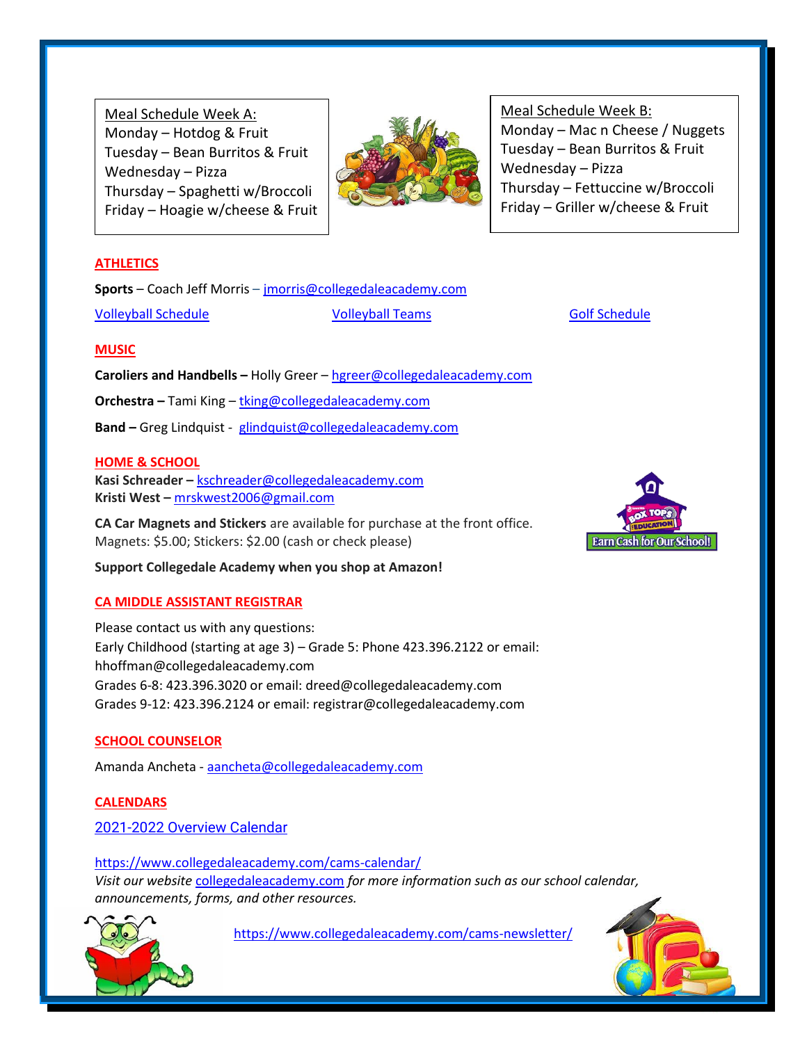Meal Schedule Week A:
Monday – Hotdog & Fruit
Tuesday – Bean Burritos & Fruit
Wednesday – Pizza
Thursday – Spaghetti w/Broccoli
Friday – Hoagie w/cheese & Fruit

Meal Schedule Week B:
Monday – Mac n Cheese / Nuggets
Tuesday – Bean Burritos & Fruit
Wednesday – Pizza
Thursday – Fettuccine w/Broccoli
Friday – Griller w/cheese & Fruit

## ATHLETICS

**Sports** – Coach Jeff Morris – jmorris@collegedaleacademy.com

Volleyball Schedule | Volleyball Teams | Golf Schedule

## MUSIC

**Caroliers and Handbells –** Holly Greer – hgreer@collegedaleacademy.com

**Orchestra –** Tami King – tking@collegedaleacademy.com

**Band –** Greg Lindquist - glindquist@collegedaleacademy.com

## HOME & SCHOOL

**Kasi Schreader –** kschreader@collegedaleacademy.com
**Kristi West –** mrskwest2006@gmail.com

**CA Car Magnets and Stickers** are available for purchase at the front office.
Magnets: $5.00; Stickers: $2.00 (cash or check please)

**Support Collegedale Academy when you shop at Amazon!**

## CA MIDDLE ASSISTANT REGISTRAR

Please contact us with any questions:
Early Childhood (starting at age 3) – Grade 5: Phone 423.396.2122 or email: hhoffman@collegedaleacademy.com
Grades 6-8: 423.396.3020 or email: dreed@collegedaleacademy.com
Grades 9-12: 423.396.2124 or email: registrar@collegedaleacademy.com

## SCHOOL COUNSELOR

Amanda Ancheta - aancheta@collegedaleacademy.com

## CALENDARS

2021-2022 Overview Calendar

https://www.collegedaleacademy.com/cams-calendar/
*Visit our website* collegedaleacademy.com *for more information such as our school calendar, announcements, forms, and other resources.*

https://www.collegedaleacademy.com/cams-newsletter/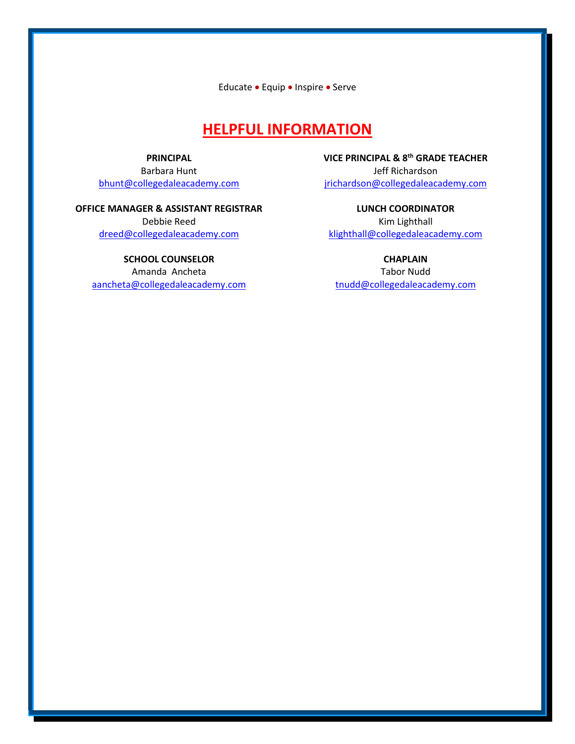Educate • Equip • Inspire • Serve

# HELPFUL INFORMATION

**PRINCIPAL**
Barbara Hunt
bhunt@collegedaleacademy.com

**VICE PRINCIPAL & 8th GRADE TEACHER**
Jeff Richardson
jrichardson@collegedaleacademy.com

**OFFICE MANAGER & ASSISTANT REGISTRAR**
Debbie Reed
dreed@collegedaleacademy.com

**LUNCH COORDINATOR**
Kim Lighthall
klighthall@collegedaleacademy.com

**SCHOOL COUNSELOR**
Amanda Ancheta
aancheta@collegedaleacademy.com

**CHAPLAIN**
Tabor Nudd
tnudd@collegedaleacademy.com